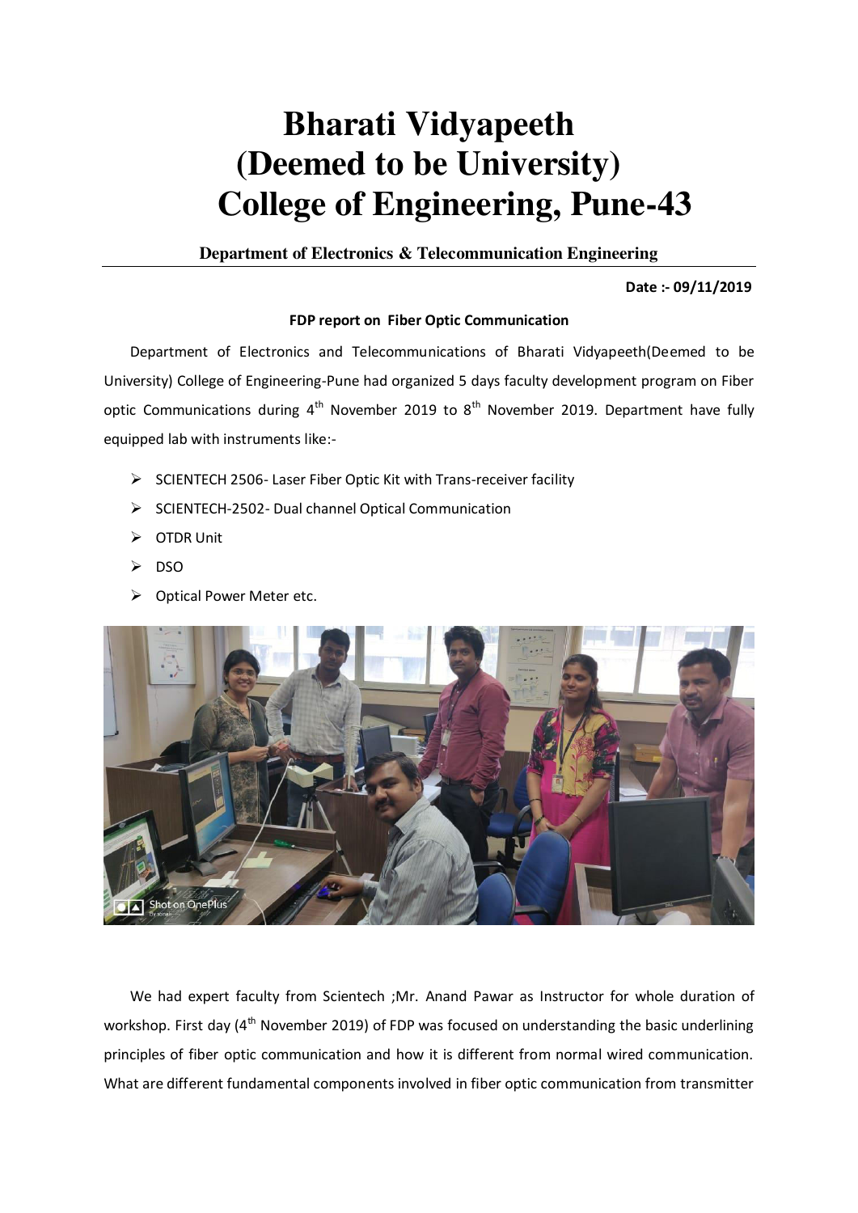# Bharati Vidyapeeth (Deemed to be University) College of Engineering, Pune-43

**Department of Electronics & Telecommunication Engineering**

**Date :- 09/11/2019**

**FDP report on Fiber Optic Communication**

Department of Electronics and Telecommunications of Bharati Vidyapeeth(Deemed to be University) College of Engineering-Pune had organized 5 days faculty development program on Fiber optic Communications during 4th November 2019 to 8th November 2019. Department have fully equipped lab with instruments like:-

- SCIENTECH 2506- Laser Fiber Optic Kit with Trans-receiver facility
- SCIENTECH-2502- Dual channel Optical Communication
- OTDR Unit
- DSO
- Optical Power Meter etc.

We had expert faculty from Scientech ;Mr. Anand Pawar as Instructor for whole duration of workshop. First day (4th November 2019) of FDP was focused on understanding the basic underlining principles of fiber optic communication and how it is different from normal wired communication. What are different fundamental components involved in fiber optic communication from transmitter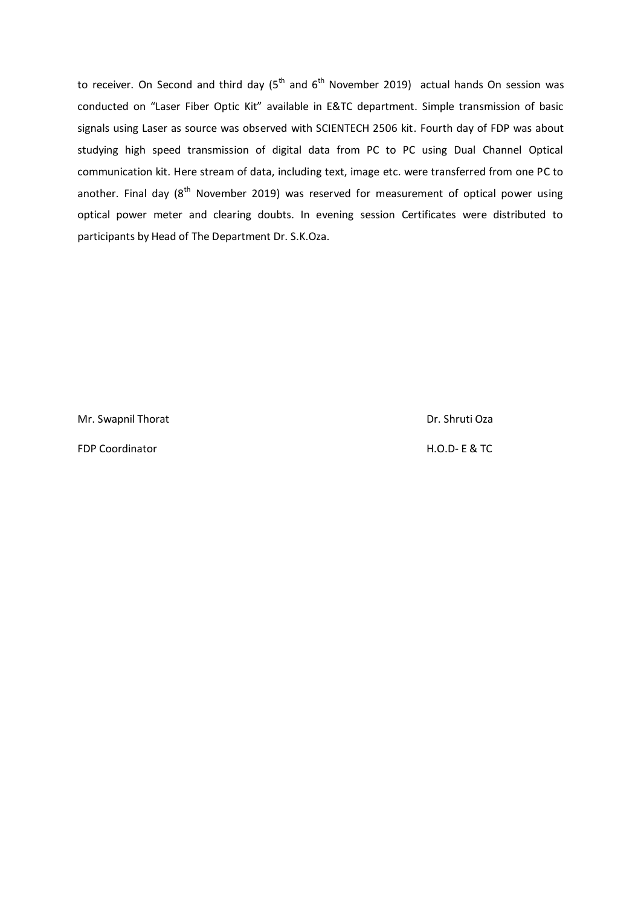to receiver. On Second and third day (5th and 6th November 2019) actual hands On session was conducted on "Laser Fiber Optic Kit" available in E&TC department. Simple transmission of basic signals using Laser as source was observed with SCIENTECH 2506 kit. Fourth day of FDP was about studying high speed transmission of digital data from PC to PC using Dual Channel Optical communication kit. Here stream of data, including text, image etc. were transferred from one PC to another. Final day (8th November 2019) was reserved for measurement of optical power using optical power meter and clearing doubts. In evening session Certificates were distributed to participants by Head of The Department Dr. S.K.Oza.

| | |
|---|---|
| Mr. Swapnil Thorat | Dr. Shruti Oza |
| FDP Coordinator | H.O.D- E & TC |